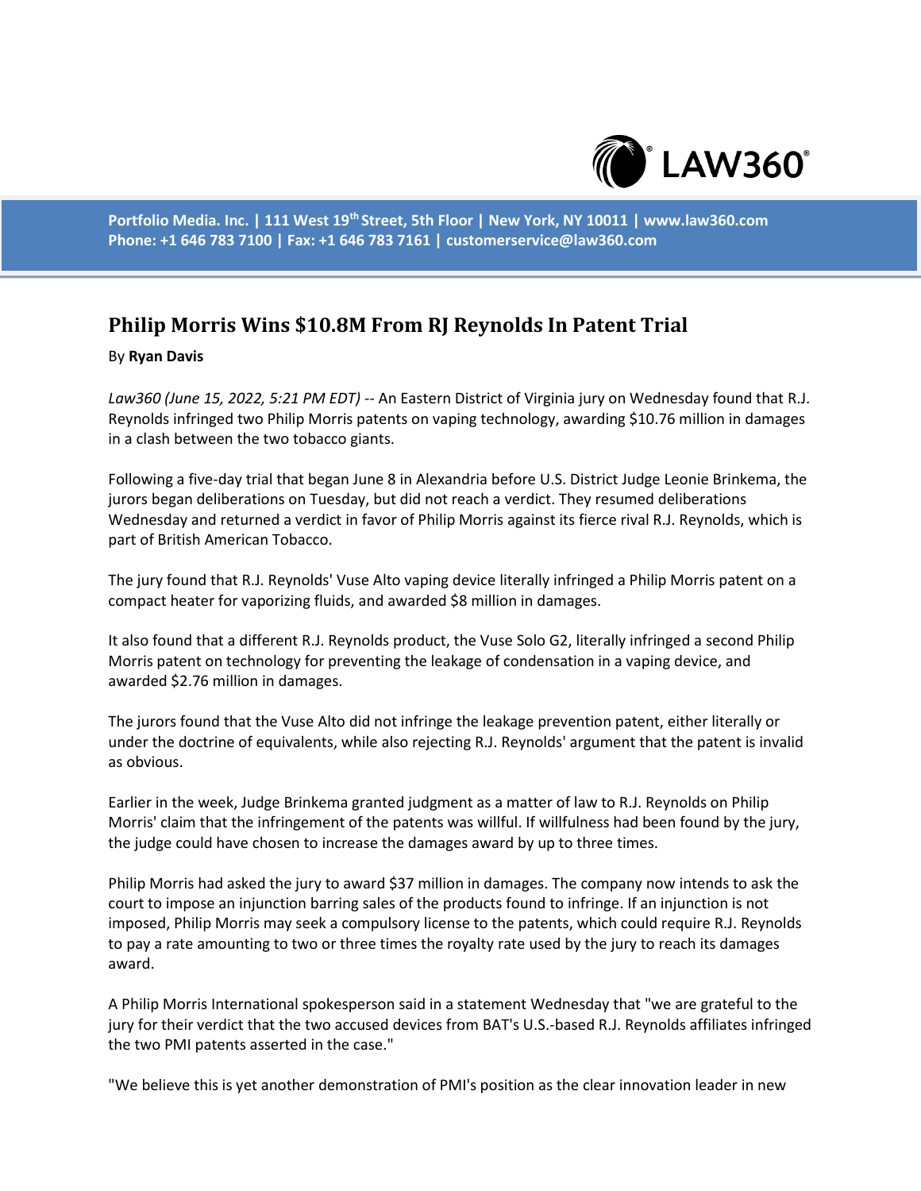# Philip Morris Wins $10.8M From RJ Reynolds In Patent Trial

By **Ryan Davis**

*Law360 (June 15, 2022, 5:21 PM EDT)* -- An Eastern District of Virginia jury on Wednesday found that R.J. Reynolds infringed two Philip Morris patents on vaping technology, awarding $10.76 million in damages in a clash between the two tobacco giants.

Following a five-day trial that began June 8 in Alexandria before U.S. District Judge Leonie Brinkema, the jurors began deliberations on Tuesday, but did not reach a verdict. They resumed deliberations Wednesday and returned a verdict in favor of Philip Morris against its fierce rival R.J. Reynolds, which is part of British American Tobacco.

The jury found that R.J. Reynolds' Vuse Alto vaping device literally infringed a Philip Morris patent on a compact heater for vaporizing fluids, and awarded $8 million in damages.

It also found that a different R.J. Reynolds product, the Vuse Solo G2, literally infringed a second Philip Morris patent on technology for preventing the leakage of condensation in a vaping device, and awarded $2.76 million in damages.

The jurors found that the Vuse Alto did not infringe the leakage prevention patent, either literally or under the doctrine of equivalents, while also rejecting R.J. Reynolds' argument that the patent is invalid as obvious.

Earlier in the week, Judge Brinkema granted judgment as a matter of law to R.J. Reynolds on Philip Morris' claim that the infringement of the patents was willful. If willfulness had been found by the jury, the judge could have chosen to increase the damages award by up to three times.

Philip Morris had asked the jury to award $37 million in damages. The company now intends to ask the court to impose an injunction barring sales of the products found to infringe. If an injunction is not imposed, Philip Morris may seek a compulsory license to the patents, which could require R.J. Reynolds to pay a rate amounting to two or three times the royalty rate used by the jury to reach its damages award.

A Philip Morris International spokesperson said in a statement Wednesday that "we are grateful to the jury for their verdict that the two accused devices from BAT's U.S.-based R.J. Reynolds affiliates infringed the two PMI patents asserted in the case."

"We believe this is yet another demonstration of PMI's position as the clear innovation leader in new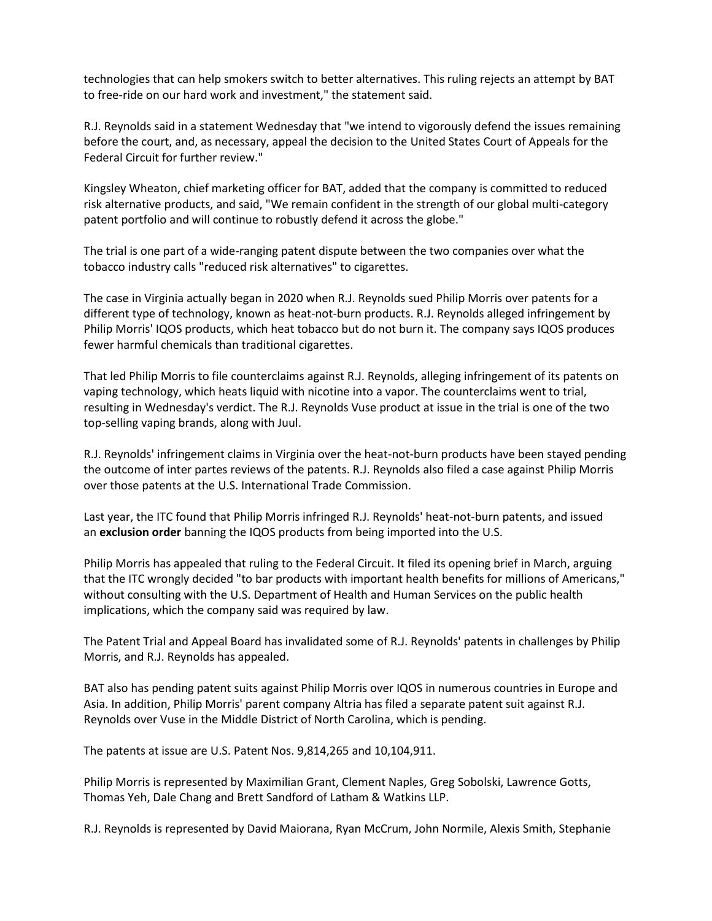technologies that can help smokers switch to better alternatives. This ruling rejects an attempt by BAT to free-ride on our hard work and investment," the statement said.

R.J. Reynolds said in a statement Wednesday that "we intend to vigorously defend the issues remaining before the court, and, as necessary, appeal the decision to the United States Court of Appeals for the Federal Circuit for further review."

Kingsley Wheaton, chief marketing officer for BAT, added that the company is committed to reduced risk alternative products, and said, "We remain confident in the strength of our global multi-category patent portfolio and will continue to robustly defend it across the globe."

The trial is one part of a wide-ranging patent dispute between the two companies over what the tobacco industry calls "reduced risk alternatives" to cigarettes.

The case in Virginia actually began in 2020 when R.J. Reynolds sued Philip Morris over patents for a different type of technology, known as heat-not-burn products. R.J. Reynolds alleged infringement by Philip Morris' IQOS products, which heat tobacco but do not burn it. The company says IQOS produces fewer harmful chemicals than traditional cigarettes.

That led Philip Morris to file counterclaims against R.J. Reynolds, alleging infringement of its patents on vaping technology, which heats liquid with nicotine into a vapor. The counterclaims went to trial, resulting in Wednesday's verdict. The R.J. Reynolds Vuse product at issue in the trial is one of the two top-selling vaping brands, along with Juul.

R.J. Reynolds' infringement claims in Virginia over the heat-not-burn products have been stayed pending the outcome of inter partes reviews of the patents. R.J. Reynolds also filed a case against Philip Morris over those patents at the U.S. International Trade Commission.

Last year, the ITC found that Philip Morris infringed R.J. Reynolds' heat-not-burn patents, and issued an **exclusion order** banning the IQOS products from being imported into the U.S.

Philip Morris has appealed that ruling to the Federal Circuit. It filed its opening brief in March, arguing that the ITC wrongly decided "to bar products with important health benefits for millions of Americans," without consulting with the U.S. Department of Health and Human Services on the public health implications, which the company said was required by law.

The Patent Trial and Appeal Board has invalidated some of R.J. Reynolds' patents in challenges by Philip Morris, and R.J. Reynolds has appealed.

BAT also has pending patent suits against Philip Morris over IQOS in numerous countries in Europe and Asia. In addition, Philip Morris' parent company Altria has filed a separate patent suit against R.J. Reynolds over Vuse in the Middle District of North Carolina, which is pending.

The patents at issue are U.S. Patent Nos. 9,814,265 and 10,104,911.

Philip Morris is represented by Maximilian Grant, Clement Naples, Greg Sobolski, Lawrence Gotts, Thomas Yeh, Dale Chang and Brett Sandford of Latham & Watkins LLP.

R.J. Reynolds is represented by David Maiorana, Ryan McCrum, John Normile, Alexis Smith, Stephanie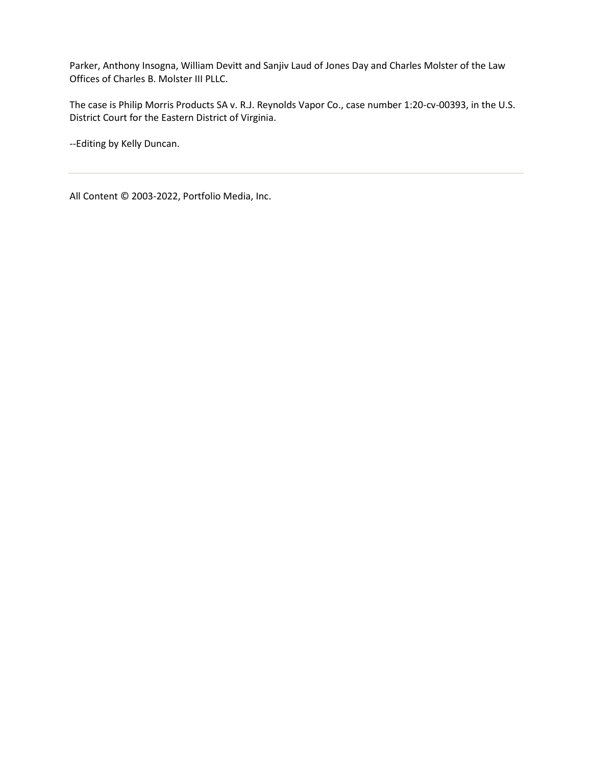Parker, Anthony Insogna, William Devitt and Sanjiv Laud of Jones Day and Charles Molster of the Law Offices of Charles B. Molster III PLLC.

The case is Philip Morris Products SA v. R.J. Reynolds Vapor Co., case number 1:20-cv-00393, in the U.S. District Court for the Eastern District of Virginia.

--Editing by Kelly Duncan.

---

All Content © 2003-2022, Portfolio Media, Inc.